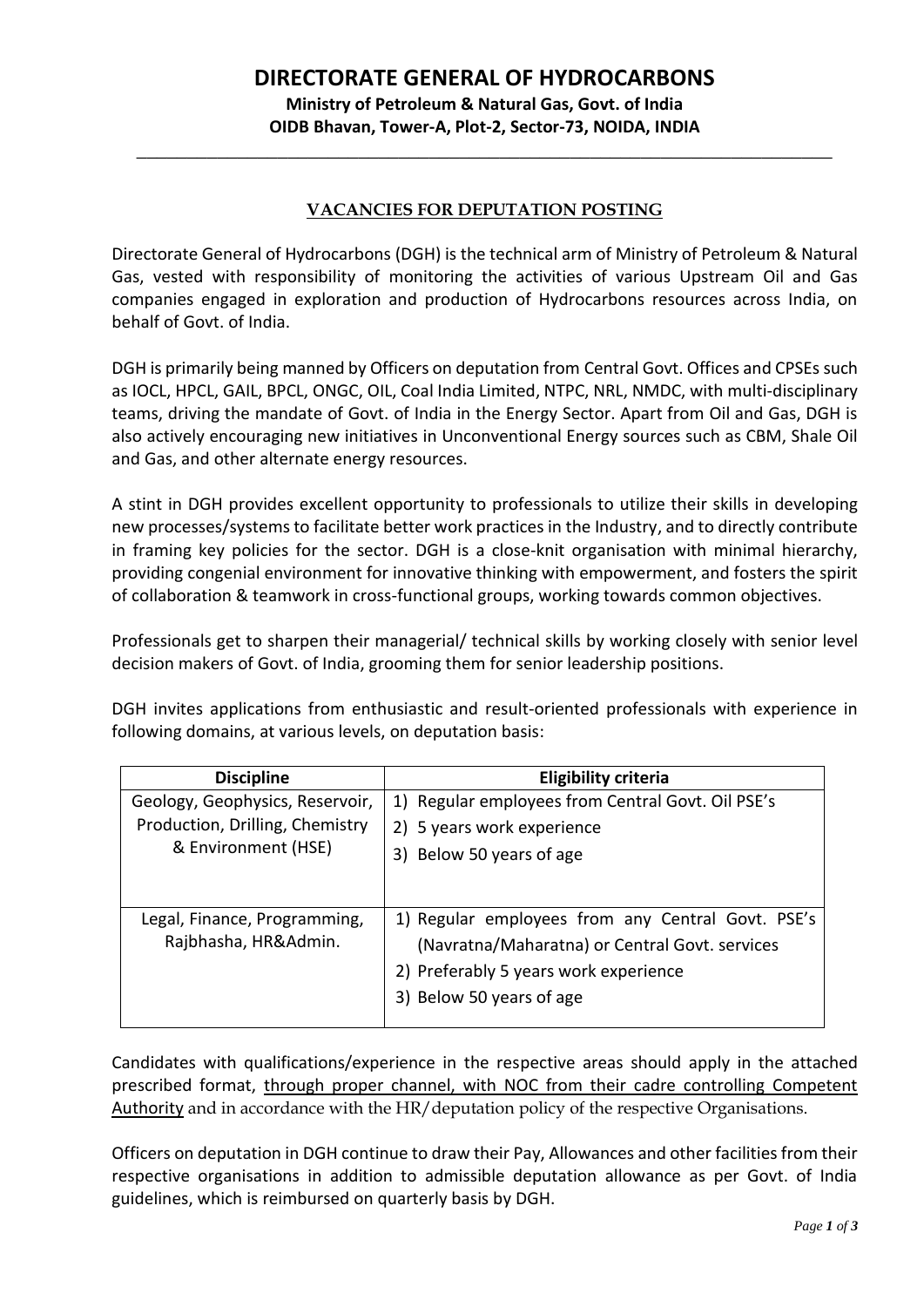# DIRECTORATE GENERAL OF HYDROCARBONS

**Ministry of Petroleum & Natural Gas, Govt. of India**
**OIDB Bhavan, Tower-A, Plot-2, Sector-73, NOIDA, INDIA**

---

## VACANCIES FOR DEPUTATION POSTING

Directorate General of Hydrocarbons (DGH) is the technical arm of Ministry of Petroleum & Natural Gas, vested with responsibility of monitoring the activities of various Upstream Oil and Gas companies engaged in exploration and production of Hydrocarbons resources across India, on behalf of Govt. of India.

DGH is primarily being manned by Officers on deputation from Central Govt. Offices and CPSEs such as IOCL, HPCL, GAIL, BPCL, ONGC, OIL, Coal India Limited, NTPC, NRL, NMDC, with multi-disciplinary teams, driving the mandate of Govt. of India in the Energy Sector. Apart from Oil and Gas, DGH is also actively encouraging new initiatives in Unconventional Energy sources such as CBM, Shale Oil and Gas, and other alternate energy resources.

A stint in DGH provides excellent opportunity to professionals to utilize their skills in developing new processes/systems to facilitate better work practices in the Industry, and to directly contribute in framing key policies for the sector. DGH is a close-knit organisation with minimal hierarchy, providing congenial environment for innovative thinking with empowerment, and fosters the spirit of collaboration & teamwork in cross-functional groups, working towards common objectives.

Professionals get to sharpen their managerial/ technical skills by working closely with senior level decision makers of Govt. of India, grooming them for senior leadership positions.

DGH invites applications from enthusiastic and result-oriented professionals with experience in following domains, at various levels, on deputation basis:

| Discipline | Eligibility criteria |
|---|---|
| Geology, Geophysics, Reservoir, Production, Drilling, Chemistry & Environment (HSE) | 1) Regular employees from Central Govt. Oil PSE's<br>2) 5 years work experience<br>3) Below 50 years of age |
| Legal, Finance, Programming, Rajbhasha, HR&Admin. | 1) Regular employees from any Central Govt. PSE's (Navratna/Maharatna) or Central Govt. services<br>2) Preferably 5 years work experience<br>3) Below 50 years of age |

Candidates with qualifications/experience in the respective areas should apply in the attached prescribed format, <u>through proper channel, with NOC from their cadre controlling Competent Authority</u> and in accordance with the HR/deputation policy of the respective Organisations.

Officers on deputation in DGH continue to draw their Pay, Allowances and other facilities from their respective organisations in addition to admissible deputation allowance as per Govt. of India guidelines, which is reimbursed on quarterly basis by DGH.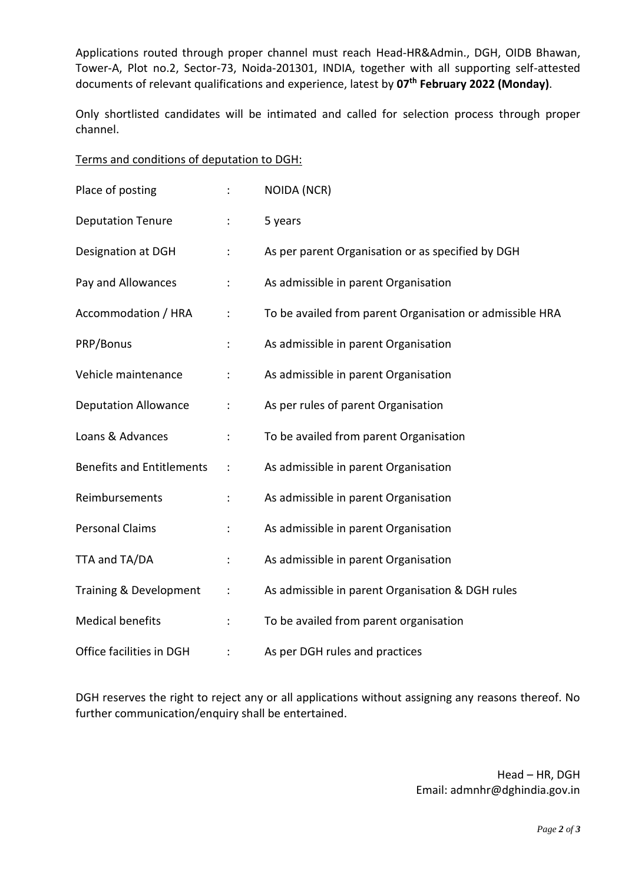Applications routed through proper channel must reach Head-HR&Admin., DGH, OIDB Bhawan, Tower-A, Plot no.2, Sector-73, Noida-201301, INDIA, together with all supporting self-attested documents of relevant qualifications and experience, latest by **07th February 2022 (Monday)**.

Only shortlisted candidates will be intimated and called for selection process through proper channel.

Terms and conditions of deputation to DGH:

| | | |
|---|---|---|
| Place of posting | : | NOIDA (NCR) |
| Deputation Tenure | : | 5 years |
| Designation at DGH | : | As per parent Organisation or as specified by DGH |
| Pay and Allowances | : | As admissible in parent Organisation |
| Accommodation / HRA | : | To be availed from parent Organisation or admissible HRA |
| PRP/Bonus | : | As admissible in parent Organisation |
| Vehicle maintenance | : | As admissible in parent Organisation |
| Deputation Allowance | : | As per rules of parent Organisation |
| Loans & Advances | : | To be availed from parent Organisation |
| Benefits and Entitlements | : | As admissible in parent Organisation |
| Reimbursements | : | As admissible in parent Organisation |
| Personal Claims | : | As admissible in parent Organisation |
| TTA and TA/DA | : | As admissible in parent Organisation |
| Training & Development | : | As admissible in parent Organisation & DGH rules |
| Medical benefits | : | To be availed from parent organisation |
| Office facilities in DGH | : | As per DGH rules and practices |

DGH reserves the right to reject any or all applications without assigning any reasons thereof. No further communication/enquiry shall be entertained.

Head – HR, DGH
Email: admnhr@dghindia.gov.in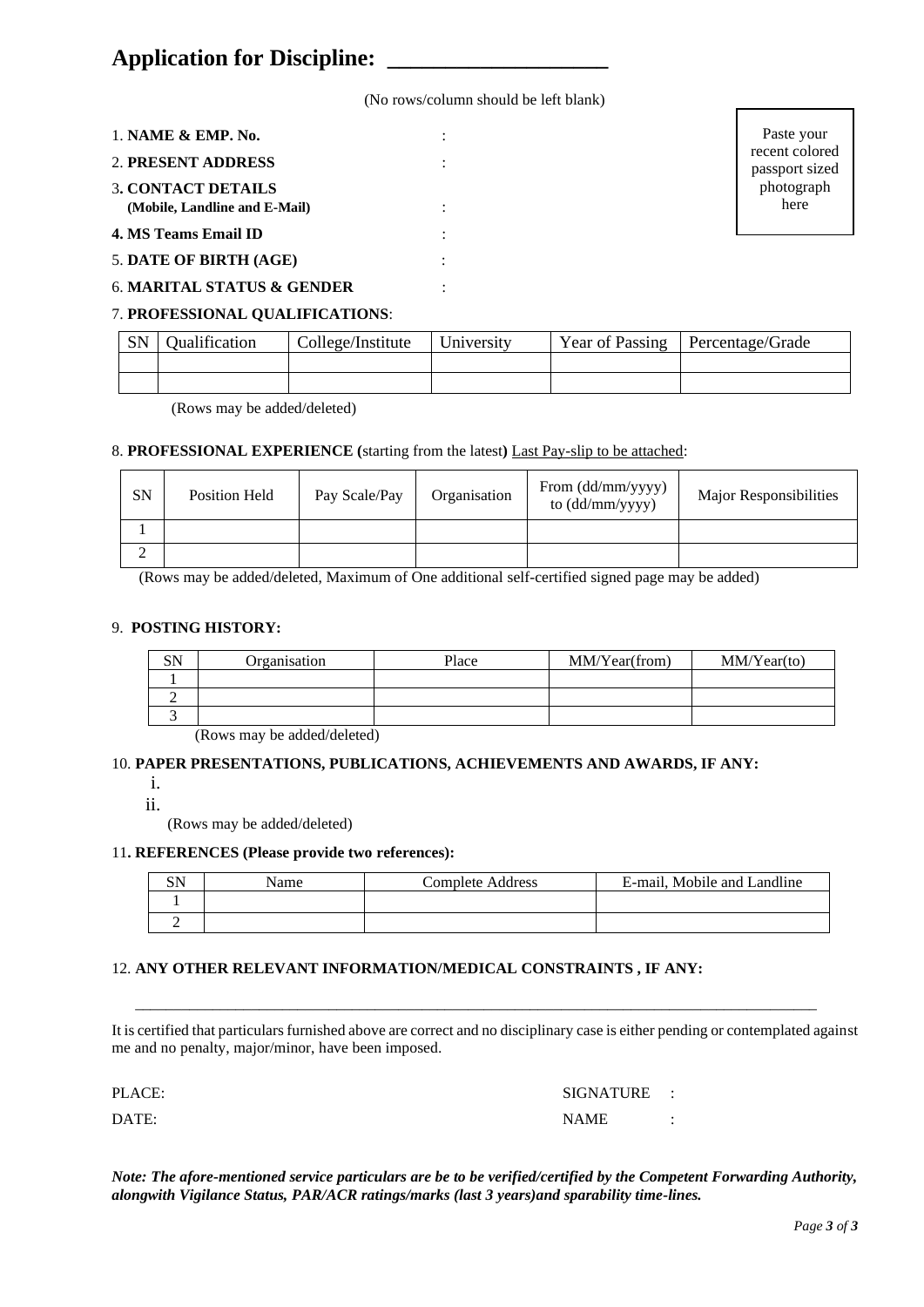# Application for Discipline: ___________________

(No rows/column should be left blank)

Paste your recent colored passport sized photograph here

1. **NAME & EMP. No.** :
2. **PRESENT ADDRESS** :
3. **CONTACT DETAILS (Mobile, Landline and E-Mail)** :
4. **MS Teams Email ID** :
5. **DATE OF BIRTH (AGE)** :
6. **MARITAL STATUS & GENDER** :
7. **PROFESSIONAL QUALIFICATIONS**:

| SN | Qualification | College/Institute | University | Year of Passing | Percentage/Grade |
|---|---|---|---|---|---|
| | | | | | |
| | | | | | |

(Rows may be added/deleted)

8. **PROFESSIONAL EXPERIENCE (**starting from the latest**)** Last Pay-slip to be attached:

| SN | Position Held | Pay Scale/Pay | Organisation | From (dd/mm/yyyy) to (dd/mm/yyyy) | Major Responsibilities |
|---|---|---|---|---|---|
| 1 | | | | | |
| 2 | | | | | |

(Rows may be added/deleted, Maximum of One additional self-certified signed page may be added)

9. **POSTING HISTORY:**

| SN | Organisation | Place | MM/Year(from) | MM/Year(to) |
|---|---|---|---|---|
| 1 | | | | |
| 2 | | | | |
| 3 | | | | |

(Rows may be added/deleted)

10. **PAPER PRESENTATIONS, PUBLICATIONS, ACHIEVEMENTS AND AWARDS, IF ANY:**

i.

ii.

(Rows may be added/deleted)

11. **REFERENCES (Please provide two references):**

| SN | Name | Complete Address | E-mail, Mobile and Landline |
|---|---|---|---|
| 1 | | | |
| 2 | | | |

12. **ANY OTHER RELEVANT INFORMATION/MEDICAL CONSTRAINTS , IF ANY:**

_____________________________________________________________________________________

It is certified that particulars furnished above are correct and no disciplinary case is either pending or contemplated against me and no penalty, major/minor, have been imposed.

PLACE: SIGNATURE :

DATE: NAME :

***Note: The afore-mentioned service particulars are be to be verified/certified by the Competent Forwarding Authority, alongwith Vigilance Status, PAR/ACR ratings/marks (last 3 years)and sparability time-lines.***